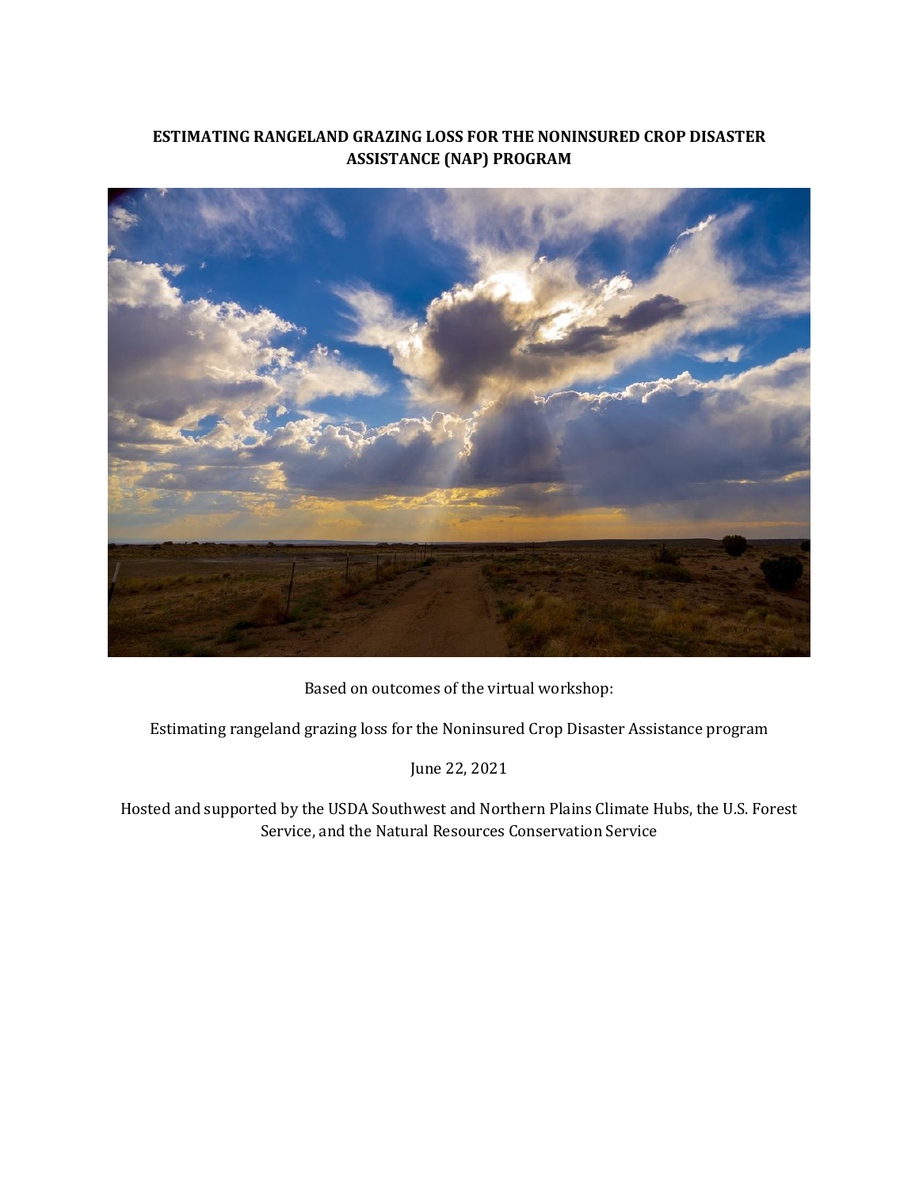# ESTIMATING RANGELAND GRAZING LOSS FOR THE NONINSURED CROP DISASTER ASSISTANCE (NAP) PROGRAM

Based on outcomes of the virtual workshop:

Estimating rangeland grazing loss for the Noninsured Crop Disaster Assistance program

June 22, 2021

Hosted and supported by the USDA Southwest and Northern Plains Climate Hubs, the U.S. Forest Service, and the Natural Resources Conservation Service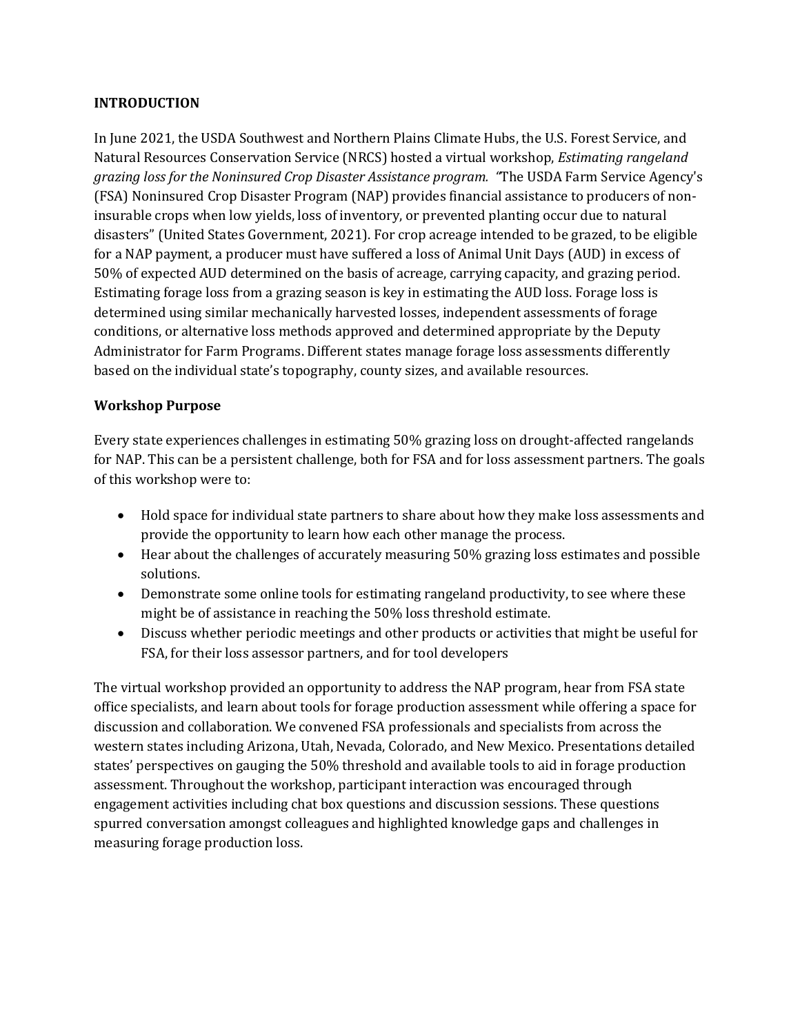## INTRODUCTION

In June 2021, the USDA Southwest and Northern Plains Climate Hubs, the U.S. Forest Service, and Natural Resources Conservation Service (NRCS) hosted a virtual workshop, *Estimating rangeland grazing loss for the Noninsured Crop Disaster Assistance program.* "The USDA Farm Service Agency's (FSA) Noninsured Crop Disaster Program (NAP) provides financial assistance to producers of non-insurable crops when low yields, loss of inventory, or prevented planting occur due to natural disasters" (United States Government, 2021). For crop acreage intended to be grazed, to be eligible for a NAP payment, a producer must have suffered a loss of Animal Unit Days (AUD) in excess of 50% of expected AUD determined on the basis of acreage, carrying capacity, and grazing period. Estimating forage loss from a grazing season is key in estimating the AUD loss. Forage loss is determined using similar mechanically harvested losses, independent assessments of forage conditions, or alternative loss methods approved and determined appropriate by the Deputy Administrator for Farm Programs. Different states manage forage loss assessments differently based on the individual state's topography, county sizes, and available resources.

### Workshop Purpose

Every state experiences challenges in estimating 50% grazing loss on drought-affected rangelands for NAP. This can be a persistent challenge, both for FSA and for loss assessment partners. The goals of this workshop were to:

- Hold space for individual state partners to share about how they make loss assessments and provide the opportunity to learn how each other manage the process.
- Hear about the challenges of accurately measuring 50% grazing loss estimates and possible solutions.
- Demonstrate some online tools for estimating rangeland productivity, to see where these might be of assistance in reaching the 50% loss threshold estimate.
- Discuss whether periodic meetings and other products or activities that might be useful for FSA, for their loss assessor partners, and for tool developers

The virtual workshop provided an opportunity to address the NAP program, hear from FSA state office specialists, and learn about tools for forage production assessment while offering a space for discussion and collaboration. We convened FSA professionals and specialists from across the western states including Arizona, Utah, Nevada, Colorado, and New Mexico. Presentations detailed states' perspectives on gauging the 50% threshold and available tools to aid in forage production assessment. Throughout the workshop, participant interaction was encouraged through engagement activities including chat box questions and discussion sessions. These questions spurred conversation amongst colleagues and highlighted knowledge gaps and challenges in measuring forage production loss.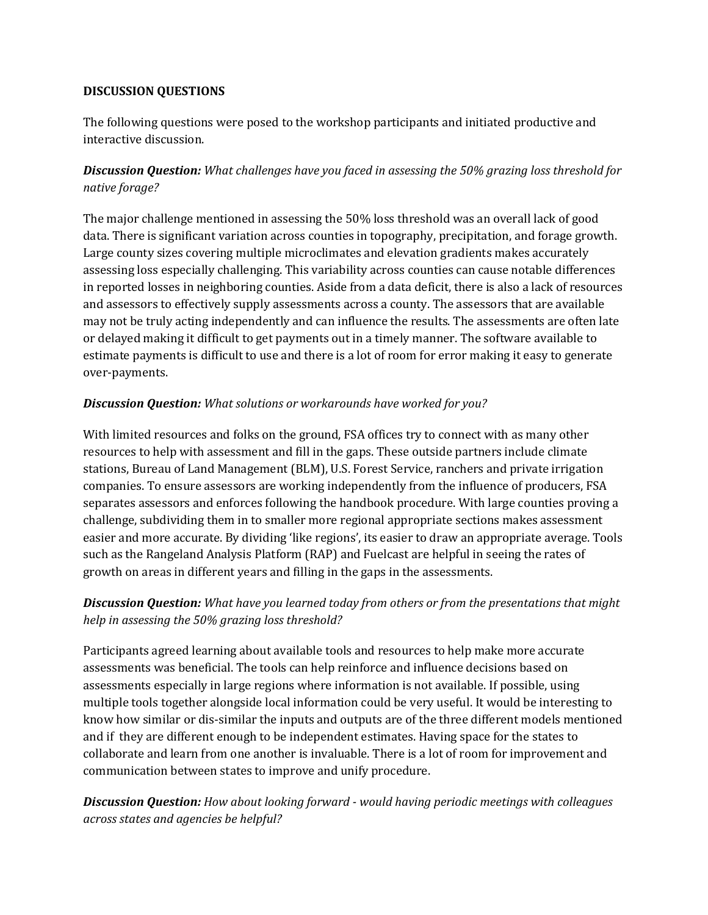**DISCUSSION QUESTIONS**

The following questions were posed to the workshop participants and initiated productive and interactive discussion.

***Discussion Question:*** *What challenges have you faced in assessing the 50% grazing loss threshold for native forage?*

The major challenge mentioned in assessing the 50% loss threshold was an overall lack of good data. There is significant variation across counties in topography, precipitation, and forage growth. Large county sizes covering multiple microclimates and elevation gradients makes accurately assessing loss especially challenging. This variability across counties can cause notable differences in reported losses in neighboring counties. Aside from a data deficit, there is also a lack of resources and assessors to effectively supply assessments across a county. The assessors that are available may not be truly acting independently and can influence the results. The assessments are often late or delayed making it difficult to get payments out in a timely manner. The software available to estimate payments is difficult to use and there is a lot of room for error making it easy to generate over-payments.

***Discussion Question:*** *What solutions or workarounds have worked for you?*

With limited resources and folks on the ground, FSA offices try to connect with as many other resources to help with assessment and fill in the gaps. These outside partners include climate stations, Bureau of Land Management (BLM), U.S. Forest Service, ranchers and private irrigation companies. To ensure assessors are working independently from the influence of producers, FSA separates assessors and enforces following the handbook procedure. With large counties proving a challenge, subdividing them in to smaller more regional appropriate sections makes assessment easier and more accurate. By dividing 'like regions', its easier to draw an appropriate average. Tools such as the Rangeland Analysis Platform (RAP) and Fuelcast are helpful in seeing the rates of growth on areas in different years and filling in the gaps in the assessments.

***Discussion Question:*** *What have you learned today from others or from the presentations that might help in assessing the 50% grazing loss threshold?*

Participants agreed learning about available tools and resources to help make more accurate assessments was beneficial. The tools can help reinforce and influence decisions based on assessments especially in large regions where information is not available. If possible, using multiple tools together alongside local information could be very useful. It would be interesting to know how similar or dis-similar the inputs and outputs are of the three different models mentioned and if they are different enough to be independent estimates. Having space for the states to collaborate and learn from one another is invaluable. There is a lot of room for improvement and communication between states to improve and unify procedure.

***Discussion Question:*** *How about looking forward - would having periodic meetings with colleagues across states and agencies be helpful?*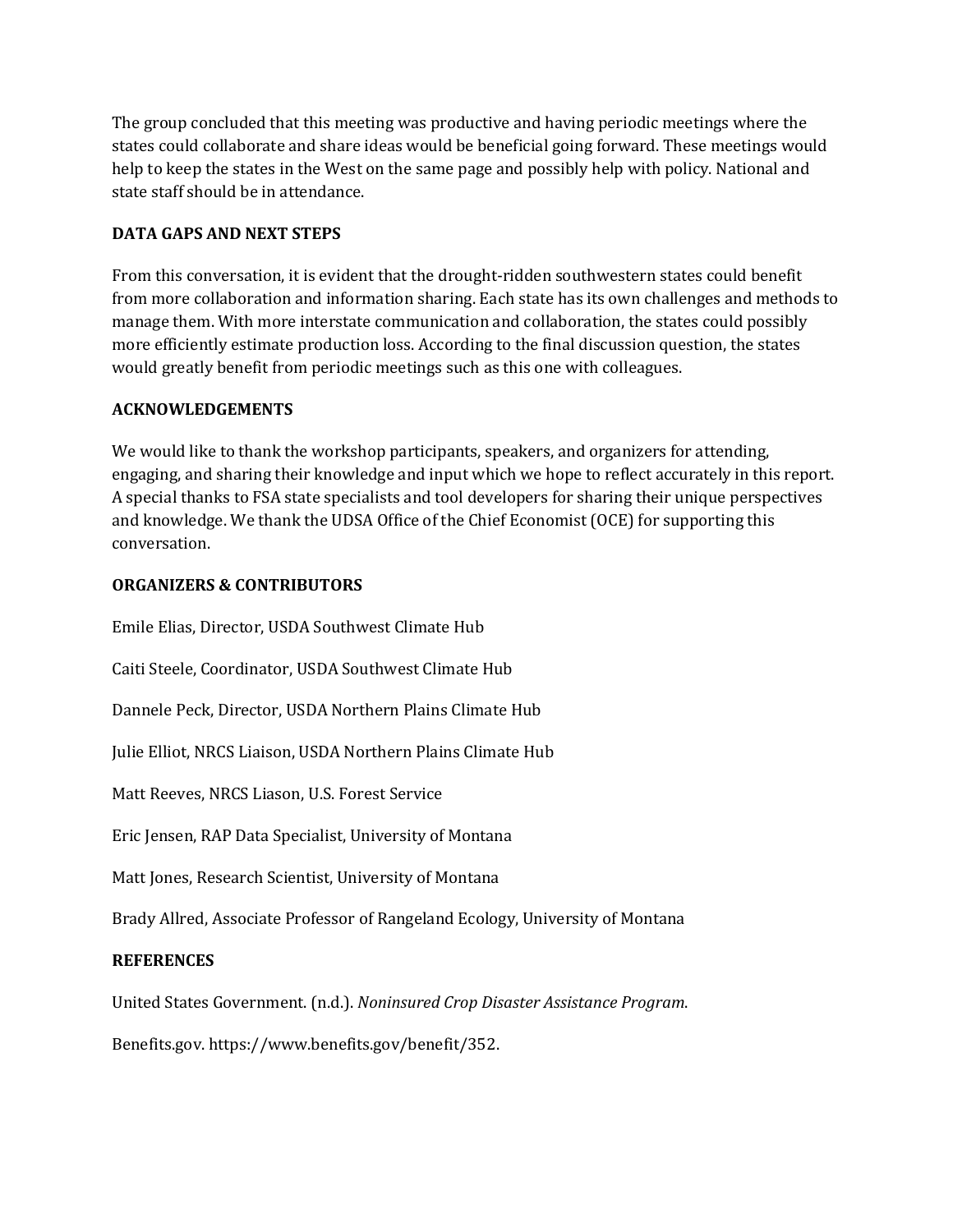The group concluded that this meeting was productive and having periodic meetings where the states could collaborate and share ideas would be beneficial going forward. These meetings would help to keep the states in the West on the same page and possibly help with policy. National and state staff should be in attendance.

## DATA GAPS AND NEXT STEPS

From this conversation, it is evident that the drought-ridden southwestern states could benefit from more collaboration and information sharing. Each state has its own challenges and methods to manage them. With more interstate communication and collaboration, the states could possibly more efficiently estimate production loss. According to the final discussion question, the states would greatly benefit from periodic meetings such as this one with colleagues.

## ACKNOWLEDGEMENTS

We would like to thank the workshop participants, speakers, and organizers for attending, engaging, and sharing their knowledge and input which we hope to reflect accurately in this report. A special thanks to FSA state specialists and tool developers for sharing their unique perspectives and knowledge. We thank the UDSA Office of the Chief Economist (OCE) for supporting this conversation.

## ORGANIZERS & CONTRIBUTORS

Emile Elias, Director, USDA Southwest Climate Hub

Caiti Steele, Coordinator, USDA Southwest Climate Hub

Dannele Peck, Director, USDA Northern Plains Climate Hub

Julie Elliot, NRCS Liaison, USDA Northern Plains Climate Hub

Matt Reeves, NRCS Liason, U.S. Forest Service

Eric Jensen, RAP Data Specialist, University of Montana

Matt Jones, Research Scientist, University of Montana

Brady Allred, Associate Professor of Rangeland Ecology, University of Montana

## REFERENCES

United States Government. (n.d.). *Noninsured Crop Disaster Assistance Program*.

Benefits.gov. https://www.benefits.gov/benefit/352.